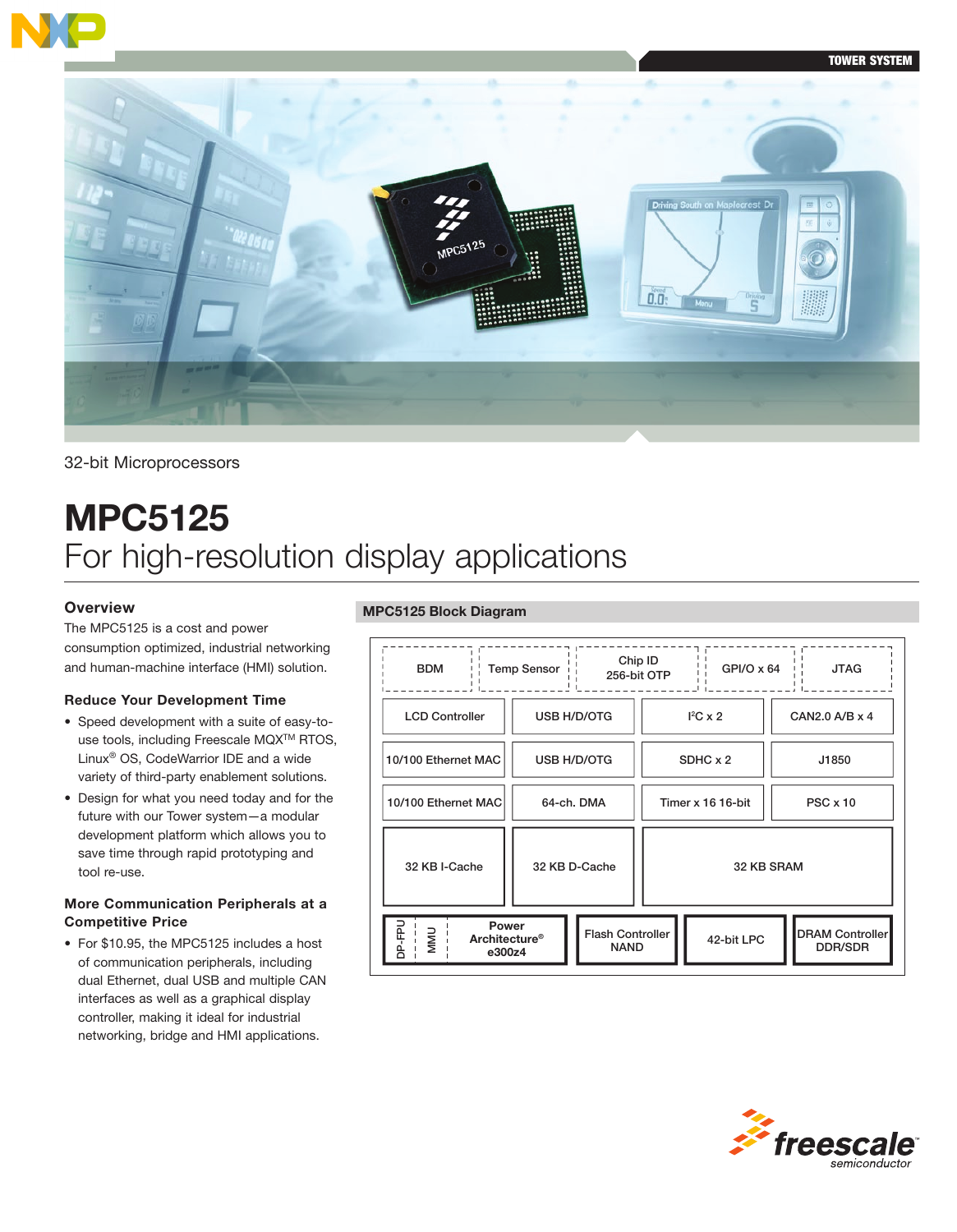32-bit Microprocessors

# MPC5125

## For high-resolution display applications

### Overview

The MPC5125 is a cost and power consumption optimized, industrial networking and human-machine interface (HMI) solution.

### Reduce Your Development Time

- Speed development with a suite of easy-to-use tools, including Freescale MQX™ RTOS, Linux® OS, CodeWarrior IDE and a wide variety of third-party enablement solutions.
- Design for what you need today and for the future with our Tower system—a modular development platform which allows you to save time through rapid prototyping and tool re-use.

### More Communication Peripherals at a Competitive Price

- For $10.95, the MPC5125 includes a host of communication peripherals, including dual Ethernet, dual USB and multiple CAN interfaces as well as a graphical display controller, making it ideal for industrial networking, bridge and HMI applications.

### MPC5125 Block Diagram

| BDM | Temp Sensor | Chip ID 256-bit OTP | GPI/O x 64 | JTAG |
|---|---|---|---|---|
| LCD Controller | USB H/D/OTG | I²C x 2 | CAN2.0 A/B x 4 | |
| 10/100 Ethernet MAC | USB H/D/OTG | SDHC x 2 | J1850 | |
| 10/100 Ethernet MAC | 64-ch. DMA | Timer x 16 16-bit | PSC x 10 | |
| 32 KB I-Cache | 32 KB D-Cache | 32 KB SRAM | | |
| DP-FPU / MMU / Power Architecture® e300z4 | Flash Controller NAND | 42-bit LPC | DRAM Controller DDR/SDR | |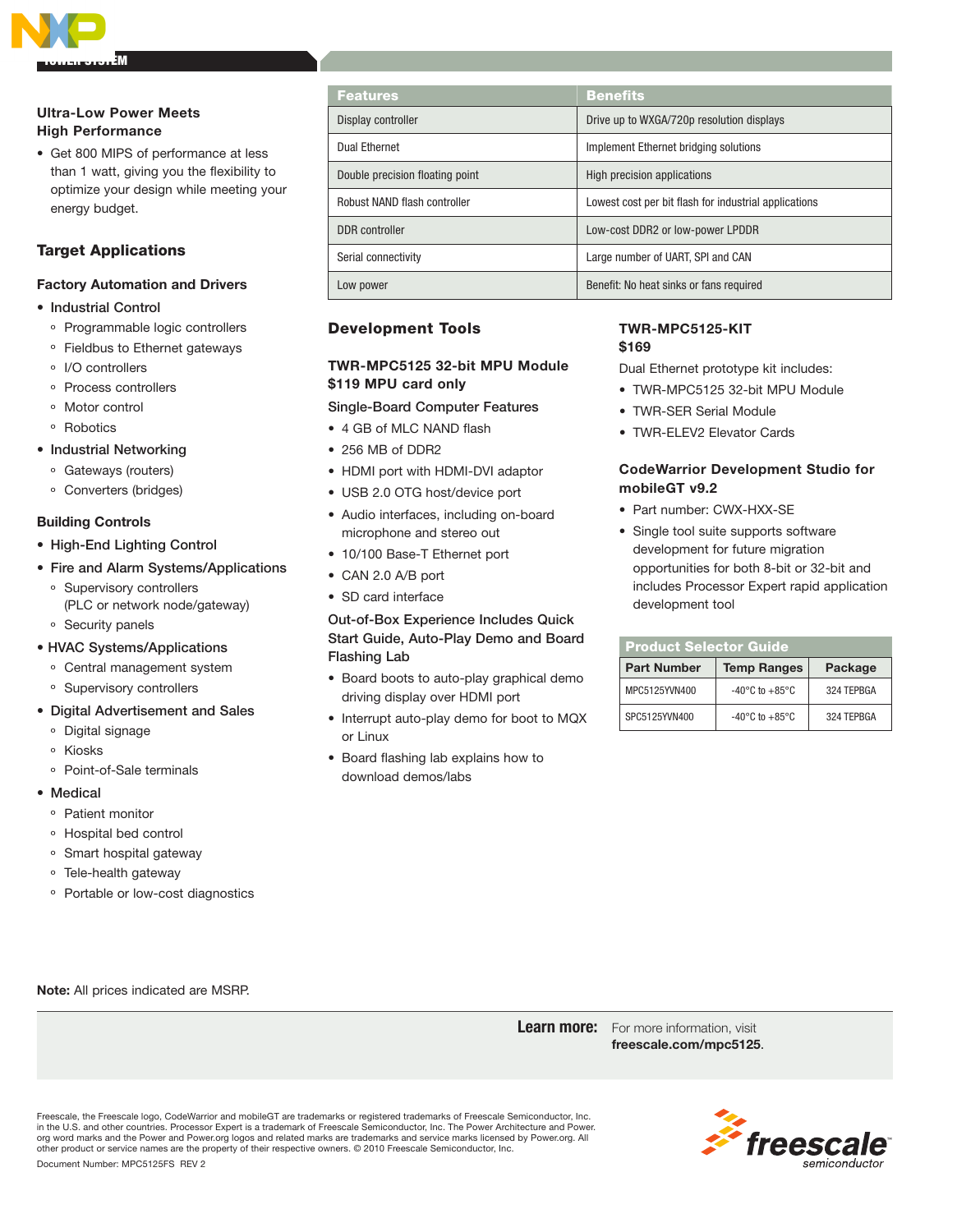## Ultra-Low Power Meets High Performance

- Get 800 MIPS of performance at less than 1 watt, giving you the flexibility to optimize your design while meeting your energy budget.

## Target Applications

### Factory Automation and Drivers

- Industrial Control
  - Programmable logic controllers
  - Fieldbus to Ethernet gateways
  - I/O controllers
  - Process controllers
  - Motor control
  - Robotics
- Industrial Networking
  - Gateways (routers)
  - Converters (bridges)

### Building Controls

- High-End Lighting Control
- Fire and Alarm Systems/Applications
  - Supervisory controllers (PLC or network node/gateway)
  - Security panels
- HVAC Systems/Applications
  - Central management system
  - Supervisory controllers
- Digital Advertisement and Sales
  - Digital signage
  - Kiosks
  - Point-of-Sale terminals
- Medical
  - Patient monitor
  - Hospital bed control
  - Smart hospital gateway
  - Tele-health gateway
  - Portable or low-cost diagnostics

| Features | Benefits |
|---|---|
| Display controller | Drive up to WXGA/720p resolution displays |
| Dual Ethernet | Implement Ethernet bridging solutions |
| Double precision floating point | High precision applications |
| Robust NAND flash controller | Lowest cost per bit flash for industrial applications |
| DDR controller | Low-cost DDR2 or low-power LPDDR |
| Serial connectivity | Large number of UART, SPI and CAN |
| Low power | Benefit: No heat sinks or fans required |

## Development Tools

### TWR-MPC5125 32-bit MPU Module $119 MPU card only

**Single-Board Computer Features**

- 4 GB of MLC NAND flash
- 256 MB of DDR2
- HDMI port with HDMI-DVI adaptor
- USB 2.0 OTG host/device port
- Audio interfaces, including on-board microphone and stereo out
- 10/100 Base-T Ethernet port
- CAN 2.0 A/B port
- SD card interface

**Out-of-Box Experience Includes Quick Start Guide, Auto-Play Demo and Board Flashing Lab**

- Board boots to auto-play graphical demo driving display over HDMI port
- Interrupt auto-play demo for boot to MQX or Linux
- Board flashing lab explains how to download demos/labs

### TWR-MPC5125-KIT $169

Dual Ethernet prototype kit includes:

- TWR-MPC5125 32-bit MPU Module
- TWR-SER Serial Module
- TWR-ELEV2 Elevator Cards

### CodeWarrior Development Studio for mobileGT v9.2

- Part number: CWX-HXX-SE
- Single tool suite supports software development for future migration opportunities for both 8-bit or 32-bit and includes Processor Expert rapid application development tool

### Product Selector Guide

| Part Number | Temp Ranges | Package |
|---|---|---|
| MPC5125YVN400 | -40°C to +85°C | 324 TEPBGA |
| SPC5125YVN400 | -40°C to +85°C | 324 TEPBGA |

**Note:** All prices indicated are MSRP.

**Learn more:** For more information, visit **freescale.com/mpc5125**.

Freescale, the Freescale logo, CodeWarrior and mobileGT are trademarks or registered trademarks of Freescale Semiconductor, Inc. in the U.S. and other countries. Processor Expert is a trademark of Freescale Semiconductor, Inc. The Power Architecture and Power.org word marks and the Power and Power.org logos and related marks are trademarks and service marks licensed by Power.org. All other product or service names are the property of their respective owners. © 2010 Freescale Semiconductor, Inc.

Document Number: MPC5125FS REV 2